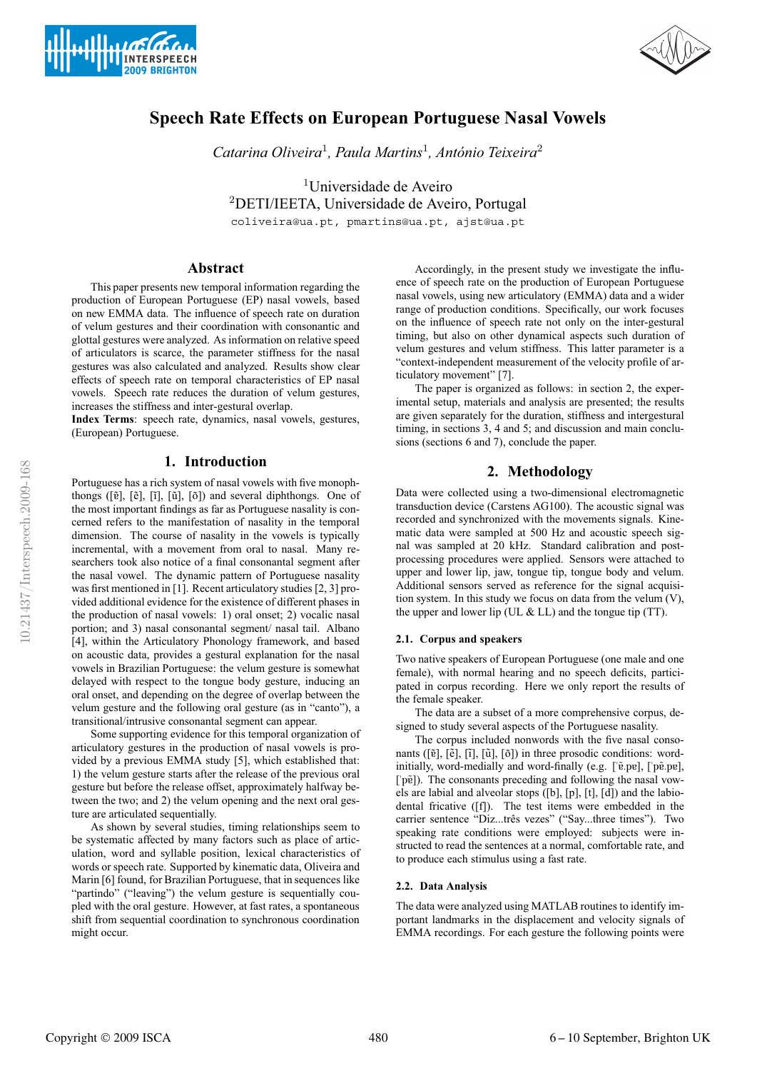# Speech Rate Effects on European Portuguese Nasal Vowels

*Catarina Oliveira*[1], *Paula Martins*[1], *António Teixeira*[2]

[1]Universidade de Aveiro
[2]DETI/IEETA, Universidade de Aveiro, Portugal

coliveira@ua.pt, pmartins@ua.pt, ajst@ua.pt

## Abstract

This paper presents new temporal information regarding the production of European Portuguese (EP) nasal vowels, based on new EMMA data. The influence of speech rate on duration of velum gestures and their coordination with consonantic and glottal gestures were analyzed. As information on relative speed of articulators is scarce, the parameter stiffness for the nasal gestures was also calculated and analyzed. Results show clear effects of speech rate on temporal characteristics of EP nasal vowels. Speech rate reduces the duration of velum gestures, increases the stiffness and inter-gestural overlap.

**Index Terms**: speech rate, dynamics, nasal vowels, gestures, (European) Portuguese.

## 1. Introduction

Portuguese has a rich system of nasal vowels with five monophthongs ([ɐ̃], [ẽ], [ĩ], [ũ], [õ]) and several diphthongs. One of the most important findings as far as Portuguese nasality is concerned refers to the manifestation of nasality in the temporal dimension. The course of nasality in the vowels is typically incremental, with a movement from oral to nasal. Many researchers took also notice of a final consonantal segment after the nasal vowel. The dynamic pattern of Portuguese nasality was first mentioned in [1]. Recent articulatory studies [2, 3] provided additional evidence for the existence of different phases in the production of nasal vowels: 1) oral onset; 2) vocalic nasal portion; and 3) nasal consonantal segment/ nasal tail. Albano [4], within the Articulatory Phonology framework, and based on acoustic data, provides a gestural explanation for the nasal vowels in Brazilian Portuguese: the velum gesture is somewhat delayed with respect to the tongue body gesture, inducing an oral onset, and depending on the degree of overlap between the velum gesture and the following oral gesture (as in "canto"), a transitional/intrusive consonantal segment can appear.

Some supporting evidence for this temporal organization of articulatory gestures in the production of nasal vowels is provided by a previous EMMA study [5], which established that: 1) the velum gesture starts after the release of the previous oral gesture but before the release offset, approximately halfway between the two; and 2) the velum opening and the next oral gesture are articulated sequentially.

As shown by several studies, timing relationships seem to be systematic affected by many factors such as place of articulation, word and syllable position, lexical characteristics of words or speech rate. Supported by kinematic data, Oliveira and Marin [6] found, for Brazilian Portuguese, that in sequences like "partindo" ("leaving") the velum gesture is sequentially coupled with the oral gesture. However, at fast rates, a spontaneous shift from sequential coordination to synchronous coordination might occur.

Accordingly, in the present study we investigate the influence of speech rate on the production of European Portuguese nasal vowels, using new articulatory (EMMA) data and a wider range of production conditions. Specifically, our work focuses on the influence of speech rate not only on the inter-gestural timing, but also on other dynamical aspects such duration of velum gestures and velum stiffness. This latter parameter is a "context-independent measurement of the velocity profile of articulatory movement" [7].

The paper is organized as follows: in section 2, the experimental setup, materials and analysis are presented; the results are given separately for the duration, stiffness and intergestural timing, in sections 3, 4 and 5; and discussion and main conclusions (sections 6 and 7), conclude the paper.

## 2. Methodology

Data were collected using a two-dimensional electromagnetic transduction device (Carstens AG100). The acoustic signal was recorded and synchronized with the movements signals. Kinematic data were sampled at 500 Hz and acoustic speech signal was sampled at 20 kHz. Standard calibration and post-processing procedures were applied. Sensors were attached to upper and lower lip, jaw, tongue tip, tongue body and velum. Additional sensors served as reference for the signal acquisition system. In this study we focus on data from the velum (V), the upper and lower lip (UL & LL) and the tongue tip (TT).

### 2.1. Corpus and speakers

Two native speakers of European Portuguese (one male and one female), with normal hearing and no speech deficits, participated in corpus recording. Here we only report the results of the female speaker.

The data are a subset of a more comprehensive corpus, designed to study several aspects of the Portuguese nasality.

The corpus included nonwords with the five nasal consonants ([ɐ̃], [ẽ], [ĩ], [ũ], [õ]) in three prosodic conditions: word-initially, word-medially and word-finally (e.g. [ˈɐ̃.pɐ], [ˈpɐ̃.pɐ], [ˈpɐ̃]). The consonants preceding and following the nasal vowels are labial and alveolar stops ([b], [p], [t], [d]) and the labio-dental fricative ([f]). The test items were embedded in the carrier sentence "Diz...três vezes" ("Say...three times"). Two speaking rate conditions were employed: subjects were instructed to read the sentences at a normal, comfortable rate, and to produce each stimulus using a fast rate.

### 2.2. Data Analysis

The data were analyzed using MATLAB routines to identify important landmarks in the displacement and velocity signals of EMMA recordings. For each gesture the following points were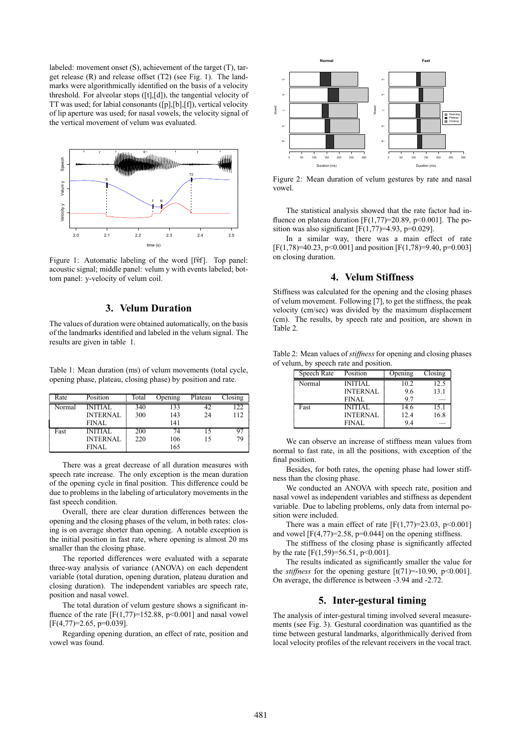labeled: movement onset (S), achievement of the target (T), target release (R) and release offset (T2) (see Fig. 1). The landmarks were algorithmically identified on the basis of a velocity threshold. For alveolar stops ([t],[d]), the tangential velocity of TT was used; for labial consonants ([p],[b],[f]), vertical velocity of lip aperture was used; for nasal vowels, the velocity signal of the vertical movement of velum was evaluated.

Figure 1: Automatic labeling of the word [fẽf]. Top panel: acoustic signal; middle panel: velum y with events labeled; bottom panel: y-velocity of velum coil.

## 3. Velum Duration

The values of duration were obtained automatically, on the basis of the landmarks identified and labeled in the velum signal. The results are given in table 1.

Table 1: Mean duration (ms) of velum movements (total cycle, opening phase, plateau, closing phase) by position and rate.

| Rate | Position | Total | Opening | Plateau | Closing |
|---|---|---|---|---|---|
| Normal | INITIAL | 340 | 133 | 42 | 122 |
| | INTERNAL | 300 | 143 | 24 | 112 |
| | FINAL | | 141 | | |
| Fast | INITIAL | 200 | 74 | 15 | 97 |
| | INTERNAL | 220 | 106 | 15 | 79 |
| | FINAL | | 165 | | |

There was a great decrease of all duration measures with speech rate increase. The only exception is the mean duration of the opening cycle in final position. This difference could be due to problems in the labeling of articulatory movements in the fast speech condition.

Overall, there are clear duration differences between the opening and the closing phases of the velum, in both rates: closing is on average shorter than opening. A notable exception is the initial position in fast rate, where opening is almost 20 ms smaller than the closing phase.

The reported differences were evaluated with a separate three-way analysis of variance (ANOVA) on each dependent variable (total duration, opening duration, plateau duration and closing duration). The independent variables are speech rate, position and nasal vowel.

The total duration of velum gesture shows a significant influence of the rate [$F(1,77)=152.88$, $p<0.001$] and nasal vowel [$F(4,77)=2.65$, $p=0.039$].

Regarding opening duration, an effect of rate, position and vowel was found.

Figure 2: Mean duration of velum gestures by rate and nasal vowel.

The statistical analysis showed that the rate factor had influence on plateau duration [$F(1,77)=20.89$, $p<0.001$]. The position was also significant [$F(1,77)=4.93$, $p=0.029$].

In a similar way, there was a main effect of rate [$F(1,78)=40.23$, $p<0.001$] and position [$F(1,78)=9.40$, $p=0.003$] on closing duration.

## 4. Velum Stiffness

Stiffness was calculated for the opening and the closing phases of velum movement. Following [7], to get the stiffness, the peak velocity (cm/sec) was divided by the maximum displacement (cm). The results, by speech rate and position, are shown in Table 2.

Table 2: Mean values of *stiffness* for opening and closing phases of velum, by speech rate and position.

| Speech Rate | Position | Opening | Closing |
|---|---|---|---|
| Normal | INITIAL | 10.2 | 12.5 |
| | INTERNAL | 9.6 | 13.1 |
| | FINAL | 9.7 | — |
| Fast | INITIAL | 14.6 | 15.1 |
| | INTERNAL | 12.4 | 16.8 |
| | FINAL | 9.4 | — |

We can observe an increase of stiffness mean values from normal to fast rate, in all the positions, with exception of the final position.

Besides, for both rates, the opening phase had lower stiffness than the closing phase.

We conducted an ANOVA with speech rate, position and nasal vowel as independent variables and stiffness as dependent variable. Due to labeling problems, only data from internal position were included.

There was a main effect of rate [$F(1,77)=23.03$, $p<0.001$] and vowel [$F(4,77)=2.58$, $p=0.044$] on the opening stiffness.

The stiffness of the closing phase is significantly affected by the rate [$F(1,59)=56.51$, $p<0.001$].

The results indicated as significantly smaller the value for the *stiffness* for the opening gesture [$t(71)=-10.90$, $p<0.001$]. On average, the difference is between -3.94 and -2.72.

## 5. Inter-gestural timing

The analysis of inter-gestural timing involved several measurements (see Fig. 3). Gestural coordination was quantified as the time between gestural landmarks, algorithmically derived from local velocity profiles of the relevant receivers in the vocal tract.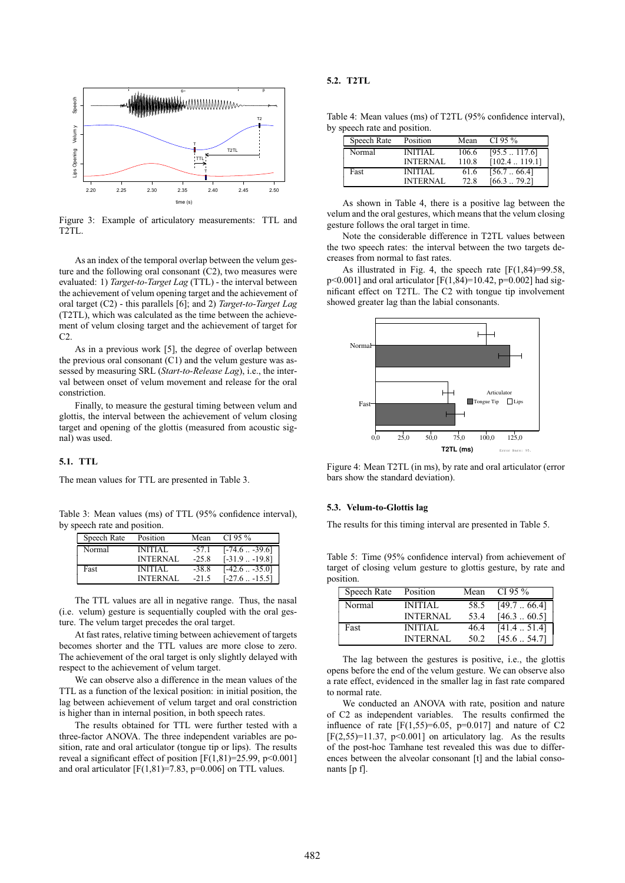Figure 3: Example of articulatory measurements: TTL and T2TL.

As an index of the temporal overlap between the velum gesture and the following oral consonant (C2), two measures were evaluated: 1) *Target-to-Target Lag* (TTL) - the interval between the achievement of velum opening target and the achievement of oral target (C2) - this parallels [6]; and 2) *Target-to-Target Lag* (T2TL), which was calculated as the time between the achievement of velum closing target and the achievement of target for C2.

As in a previous work [5], the degree of overlap between the previous oral consonant (C1) and the velum gesture was assessed by measuring SRL (*Start-to-Release Lag*), i.e., the interval between onset of velum movement and release for the oral constriction.

Finally, to measure the gestural timing between velum and glottis, the interval between the achievement of velum closing target and opening of the glottis (measured from acoustic signal) was used.

### 5.1. TTL

The mean values for TTL are presented in Table 3.

Table 3: Mean values (ms) of TTL (95% confidence interval), by speech rate and position.

| Speech Rate | Position | Mean | CI 95 % |
|---|---|---|---|
| Normal | INITIAL | -57.1 | [-74.6 .. -39.6] |
| | INTERNAL | -25.8 | [-31.9 .. -19.8] |
| Fast | INITIAL | -38.8 | [-42.6 .. -35.0] |
| | INTERNAL | -21.5 | [-27.6 .. -15.5] |

The TTL values are all in negative range. Thus, the nasal (i.e. velum) gesture is sequentially coupled with the oral gesture. The velum target precedes the oral target.

At fast rates, relative timing between achievement of targets becomes shorter and the TTL values are more close to zero. The achievement of the oral target is only slightly delayed with respect to the achievement of velum target.

We can observe also a difference in the mean values of the TTL as a function of the lexical position: in initial position, the lag between achievement of velum target and oral constriction is higher than in internal position, in both speech rates.

The results obtained for TTL were further tested with a three-factor ANOVA. The three independent variables are position, rate and oral articulator (tongue tip or lips). The results reveal a significant effect of position [$F(1,81)=25.99$, $p<0.001$] and oral articulator [$F(1,81)=7.83$, $p=0.006$] on TTL values.

### 5.2. T2TL

Table 4: Mean values (ms) of T2TL (95% confidence interval), by speech rate and position.

| Speech Rate | Position | Mean | CI 95 % |
|---|---|---|---|
| Normal | INITIAL | 106.6 | [95.5 .. 117.6] |
| | INTERNAL | 110.8 | [102.4 .. 119.1] |
| Fast | INITIAL | 61.6 | [56.7 .. 66.4] |
| | INTERNAL | 72.8 | [66.3 .. 79.2] |

As shown in Table 4, there is a positive lag between the velum and the oral gestures, which means that the velum closing gesture follows the oral target in time.

Note the considerable difference in T2TL values between the two speech rates: the interval between the two targets decreases from normal to fast rates.

As illustrated in Fig. 4, the speech rate [$F(1,84)=99.58$, $p<0.001$] and oral articulator [$F(1,84)=10.42$, $p=0.002$] had significant effect on T2TL. The C2 with tongue tip involvement showed greater lag than the labial consonants.

Figure 4: Mean T2TL (in ms), by rate and oral articulator (error bars show the standard deviation).

### 5.3. Velum-to-Glottis lag

The results for this timing interval are presented in Table 5.

Table 5: Time (95% confidence interval) from achievement of target of closing velum gesture to glottis gesture, by rate and position.

| Speech Rate | Position | Mean | CI 95 % |
|---|---|---|---|
| Normal | INITIAL | 58.5 | [49.7 .. 66.4] |
| | INTERNAL | 53.4 | [46.3 .. 60.5] |
| Fast | INITIAL | 46.4 | [41.4 .. 51.4] |
| | INTERNAL | 50.2 | [45.6 .. 54.7] |

The lag between the gestures is positive, i.e., the glottis opens before the end of the velum gesture. We can observe also a rate effect, evidenced in the smaller lag in fast rate compared to normal rate.

We conducted an ANOVA with rate, position and nature of C2 as independent variables. The results confirmed the influence of rate [$F(1,55)=6.05$, $p=0.017$] and nature of C2 [$F(2,55)=11.37$, $p<0.001$] on articulatory lag. As the results of the post-hoc Tamhane test revealed this was due to differences between the alveolar consonant [t] and the labial consonants [p f].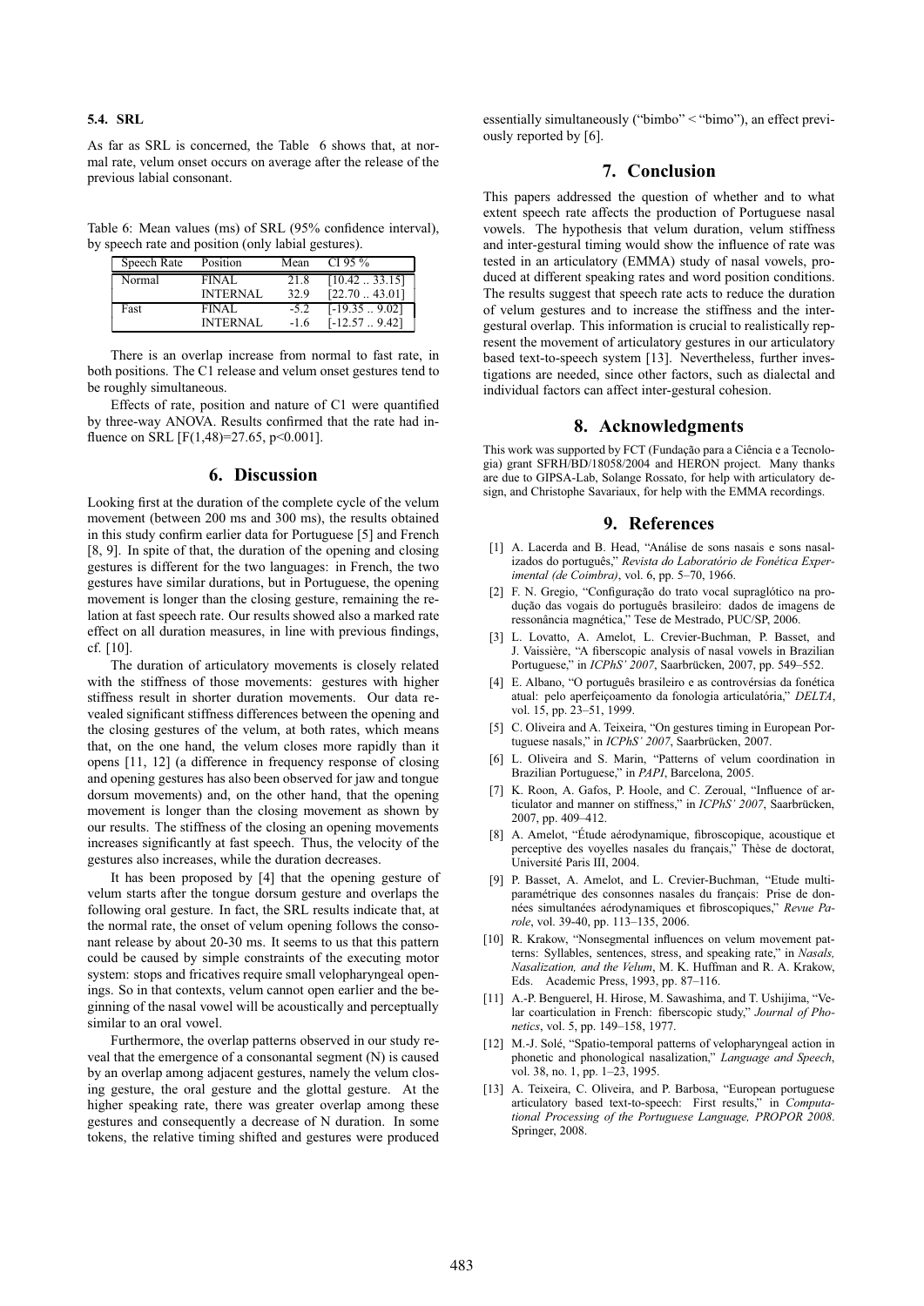### 5.4. SRL

As far as SRL is concerned, the Table 6 shows that, at normal rate, velum onset occurs on average after the release of the previous labial consonant.

Table 6: Mean values (ms) of SRL (95% confidence interval), by speech rate and position (only labial gestures).

| Speech Rate | Position | Mean | CI 95 % |
|---|---|---|---|
| Normal | FINAL | 21.8 | [10.42 .. 33.15] |
| | INTERNAL | 32.9 | [22.70 .. 43.01] |
| Fast | FINAL | -5.2 | [-19.35 .. 9.02] |
| | INTERNAL | -1.6 | [-12.57 .. 9.42] |

There is an overlap increase from normal to fast rate, in both positions. The C1 release and velum onset gestures tend to be roughly simultaneous.

Effects of rate, position and nature of C1 were quantified by three-way ANOVA. Results confirmed that the rate had influence on SRL [$F(1,48)=27.65$, $p<0.001$].

## 6. Discussion

Looking first at the duration of the complete cycle of the velum movement (between 200 ms and 300 ms), the results obtained in this study confirm earlier data for Portuguese [5] and French [8, 9]. In spite of that, the duration of the opening and closing gestures is different for the two languages: in French, the two gestures have similar durations, but in Portuguese, the opening movement is longer than the closing gesture, remaining the relation at fast speech rate. Our results showed also a marked rate effect on all duration measures, in line with previous findings, cf. [10].

The duration of articulatory movements is closely related with the stiffness of those movements: gestures with higher stiffness result in shorter duration movements. Our data revealed significant stiffness differences between the opening and the closing gestures of the velum, at both rates, which means that, on the one hand, the velum closes more rapidly than it opens [11, 12] (a difference in frequency response of closing and opening gestures has also been observed for jaw and tongue dorsum movements) and, on the other hand, that the opening movement is longer than the closing movement as shown by our results. The stiffness of the closing an opening movements increases significantly at fast speech. Thus, the velocity of the gestures also increases, while the duration decreases.

It has been proposed by [4] that the opening gesture of velum starts after the tongue dorsum gesture and overlaps the following oral gesture. In fact, the SRL results indicate that, at the normal rate, the onset of velum opening follows the consonant release by about 20-30 ms. It seems to us that this pattern could be caused by simple constraints of the executing motor system: stops and fricatives require small velopharyngeal openings. So in that contexts, velum cannot open earlier and the beginning of the nasal vowel will be acoustically and perceptually similar to an oral vowel.

Furthermore, the overlap patterns observed in our study reveal that the emergence of a consonantal segment (N) is caused by an overlap among adjacent gestures, namely the velum closing gesture, the oral gesture and the glottal gesture. At the higher speaking rate, there was greater overlap among these gestures and consequently a decrease of N duration. In some tokens, the relative timing shifted and gestures were produced essentially simultaneously ("bimbo" < "bimo"), an effect previously reported by [6].

## 7. Conclusion

This papers addressed the question of whether and to what extent speech rate affects the production of Portuguese nasal vowels. The hypothesis that velum duration, velum stiffness and inter-gestural timing would show the influence of rate was tested in an articulatory (EMMA) study of nasal vowels, produced at different speaking rates and word position conditions. The results suggest that speech rate acts to reduce the duration of velum gestures and to increase the stiffness and the inter-gestural overlap. This information is crucial to realistically represent the movement of articulatory gestures in our articulatory based text-to-speech system [13]. Nevertheless, further investigations are needed, since other factors, such as dialectal and individual factors can affect inter-gestural cohesion.

## 8. Acknowledgments

This work was supported by FCT (Fundação para a Ciência e a Tecnologia) grant SFRH/BD/18058/2004 and HERON project. Many thanks are due to GIPSA-Lab, Solange Rossato, for help with articulatory design, and Christophe Savariaux, for help with the EMMA recordings.

## 9. References

[1] A. Lacerda and B. Head, "Análise de sons nasais e sons nasalizados do português," *Revista do Laboratório de Fonética Experimental (de Coimbra)*, vol. 6, pp. 5–70, 1966.

[2] F. N. Gregio, "Configuração do trato vocal supraglótico na produção das vogais do português brasileiro: dados de imagens de ressonância magnética," Tese de Mestrado, PUC/SP, 2006.

[3] L. Lovatto, A. Amelot, L. Crevier-Buchman, P. Basset, and J. Vaissière, "A fiberscopic analysis of nasal vowels in Brazilian Portuguese," in *ICPhS' 2007*, Saarbrücken, 2007, pp. 549–552.

[4] E. Albano, "O português brasileiro e as controvérsias da fonética atual: pelo aperfeiçoamento da fonologia articulatória," *DELTA*, vol. 15, pp. 23–51, 1999.

[5] C. Oliveira and A. Teixeira, "On gestures timing in European Portuguese nasals," in *ICPhS' 2007*, Saarbrücken, 2007.

[6] L. Oliveira and S. Marin, "Patterns of velum coordination in Brazilian Portuguese," in *PAPI*, Barcelona, 2005.

[7] K. Roon, A. Gafos, P. Hoole, and C. Zeroual, "Influence of articulator and manner on stiffness," in *ICPhS' 2007*, Saarbrücken, 2007, pp. 409–412.

[8] A. Amelot, "Étude aérodynamique, fibroscopique, acoustique et perceptive des voyelles nasales du français," Thèse de doctorat, Université Paris III, 2004.

[9] P. Basset, A. Amelot, and L. Crevier-Buchman, "Etude multiparamétrique des consonnes nasales du français: Prise de données simultanées aérodynamiques et fibroscopiques," *Revue Parole*, vol. 39-40, pp. 113–135, 2006.

[10] R. Krakow, "Nonsegmental influences on velum movement patterns: Syllables, sentences, stress, and speaking rate," in *Nasals, Nasalization, and the Velum*, M. K. Huffman and R. A. Krakow, Eds. Academic Press, 1993, pp. 87–116.

[11] A.-P. Benguerel, H. Hirose, M. Sawashima, and T. Ushijima, "Velar coarticulation in French: fiberscopic study," *Journal of Phonetics*, vol. 5, pp. 149–158, 1977.

[12] M.-J. Solé, "Spatio-temporal patterns of velopharyngeal action in phonetic and phonological nasalization," *Language and Speech*, vol. 38, no. 1, pp. 1–23, 1995.

[13] A. Teixeira, C. Oliveira, and P. Barbosa, "European portuguese articulatory based text-to-speech: First results," in *Computational Processing of the Portuguese Language, PROPOR 2008*. Springer, 2008.